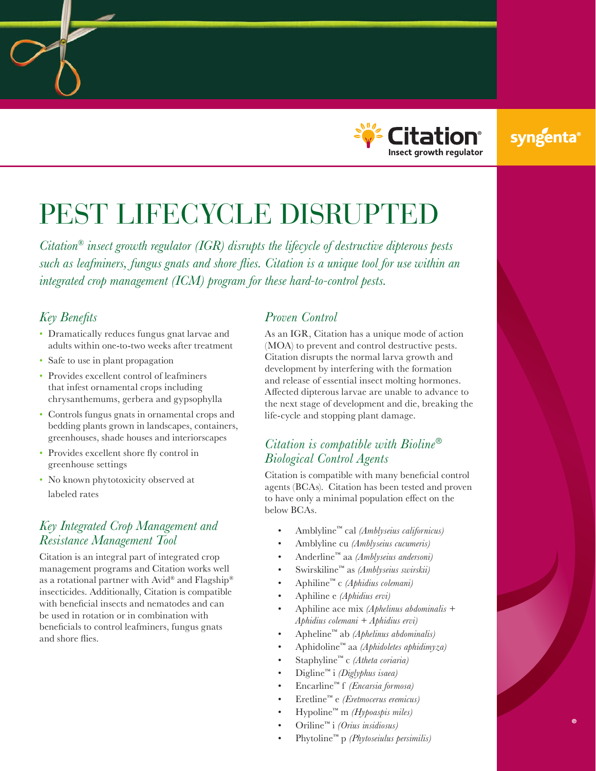Citation® Insect growth regulator

syngenta®

# PEST LIFECYCLE DISRUPTED

*Citation® insect growth regulator (IGR) disrupts the lifecycle of destructive dipterous pests such as leafminers, fungus gnats and shore flies. Citation is a unique tool for use within an integrated crop management (ICM) program for these hard-to-control pests.*

## *Key Benefits*

- Dramatically reduces fungus gnat larvae and adults within one-to-two weeks after treatment
- Safe to use in plant propagation
- Provides excellent control of leafminers that infest ornamental crops including chrysanthemums, gerbera and gypsophylla
- Controls fungus gnats in ornamental crops and bedding plants grown in landscapes, containers, greenhouses, shade houses and interiorscapes
- Provides excellent shore fly control in greenhouse settings
- No known phytotoxicity observed at labeled rates

## *Key Integrated Crop Management and Resistance Management Tool*

Citation is an integral part of integrated crop management programs and Citation works well as a rotational partner with Avid® and Flagship® insecticides. Additionally, Citation is compatible with beneficial insects and nematodes and can be used in rotation or in combination with beneficials to control leafminers, fungus gnats and shore flies.

## *Proven Control*

As an IGR, Citation has a unique mode of action (MOA) to prevent and control destructive pests. Citation disrupts the normal larva growth and development by interfering with the formation and release of essential insect molting hormones. Affected dipterous larvae are unable to advance to the next stage of development and die, breaking the life-cycle and stopping plant damage.

## *Citation is compatible with Bioline® Biological Control Agents*

Citation is compatible with many beneficial control agents (BCAs). Citation has been tested and proven to have only a minimal population effect on the below BCAs.

- Amblyline™ cal *(Amblyseius californicus)*
- Amblyline cu *(Amblyseius cucumeris)*
- Anderline™ aa *(Amblyseius andersoni)*
- Swirskiline™ as *(Amblyseius swirskii)*
- Aphiline™ c *(Aphidius colemani)*
- Aphiline e *(Aphidius ervi)*
- Aphiline ace mix *(Aphelinus abdominalis + Aphidius colemani + Aphidius ervi)*
- Apheline™ ab *(Aphelinus abdominalis)*
- Aphidoline™ aa *(Aphidoletes aphidimyza)*
- Staphyline™ c *(Atheta coriaria)*
- Digline™ i *(Diglyphus isaea)*
- Encarline™ f *(Encarsia formosa)*
- Eretline™ e *(Eretmocerus eremicus)*
- Hypoline™ m *(Hypoaspis miles)*
- Oriline™ i *(Orius insidiosus)*
- Phytoline™ p *(Phytoseiulus persimilis)*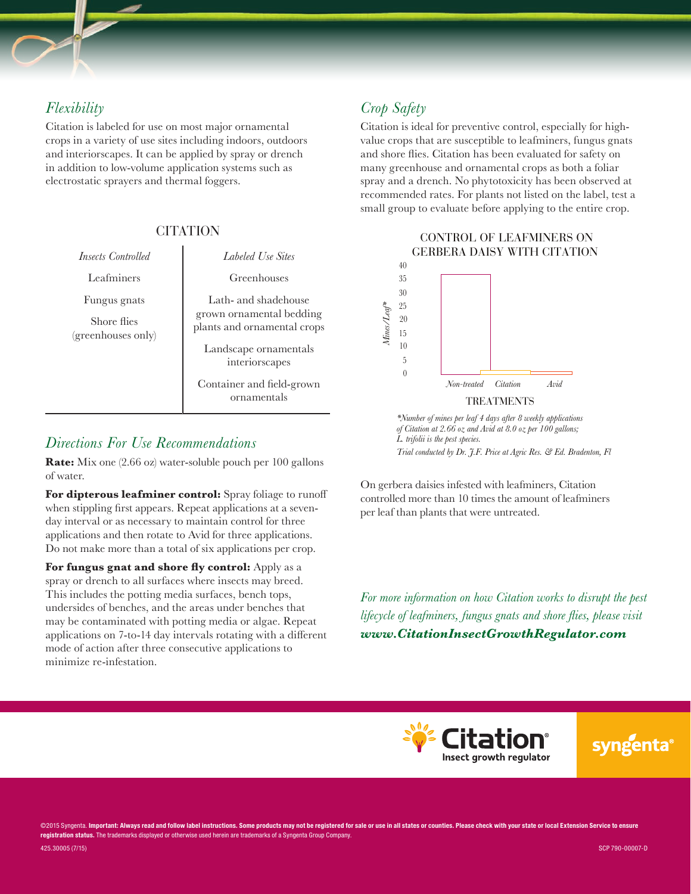## *Flexibility*

Citation is labeled for use on most major ornamental crops in a variety of use sites including indoors, outdoors and interiorscapes. It can be applied by spray or drench in addition to low-volume application systems such as electrostatic sprayers and thermal foggers.

CITATION

| *Insects Controlled* | *Labeled Use Sites* |
|---|---|
| Leafminers | Greenhouses |
| Fungus gnats | Lath- and shadehouse grown ornamental bedding plants and ornamental crops |
| Shore flies (greenhouses only) | Landscape ornamentals interiorscapes |
| | Container and field-grown ornamentals |

## *Directions For Use Recommendations*

**Rate:** Mix one (2.66 oz) water-soluble pouch per 100 gallons of water.

**For dipterous leafminer control:** Spray foliage to runoff when stippling first appears. Repeat applications at a seven-day interval or as necessary to maintain control for three applications and then rotate to Avid for three applications. Do not make more than a total of six applications per crop.

**For fungus gnat and shore fly control:** Apply as a spray or drench to all surfaces where insects may breed. This includes the potting media surfaces, bench tops, undersides of benches, and the areas under benches that may be contaminated with potting media or algae. Repeat applications on 7-to-14 day intervals rotating with a different mode of action after three consecutive applications to minimize re-infestation.

## *Crop Safety*

Citation is ideal for preventive control, especially for high-value crops that are susceptible to leafminers, fungus gnats and shore flies. Citation has been evaluated for safety on many greenhouse and ornamental crops as both a foliar spray and a drench. No phytotoxicity has been observed at recommended rates. For plants not listed on the label, test a small group to evaluate before applying to the entire crop.

CONTROL OF LEAFMINERS ON GERBERA DAISY WITH CITATION

*Mines/Leaf**

0 5 10 15 20 25 30 35 40

*Non-treated* *Citation* *Avid*

TREATMENTS

*\*Number of mines per leaf 4 days after 8 weekly applications of Citation at 2.66 oz and Avid at 8.0 oz per 100 gallons; L. trifolii is the pest species.*

*Trial conducted by Dr. J.F. Price at Agric Res. & Ed. Bradenton, Fl*

On gerbera daisies infested with leafminers, Citation controlled more than 10 times the amount of leafminers per leaf than plants that were untreated.

*For more information on how Citation works to disrupt the pest lifecycle of leafminers, fungus gnats and shore flies, please visit* ***www.CitationInsectGrowthRegulator.com***

Citation® Insect growth regulator

syngenta®

©2015 Syngenta. **Important: Always read and follow label instructions. Some products may not be registered for sale or use in all states or counties. Please check with your state or local Extension Service to ensure registration status.** The trademarks displayed or otherwise used herein are trademarks of a Syngenta Group Company.

425.30005 (7/15)

SCP 790-00007-D